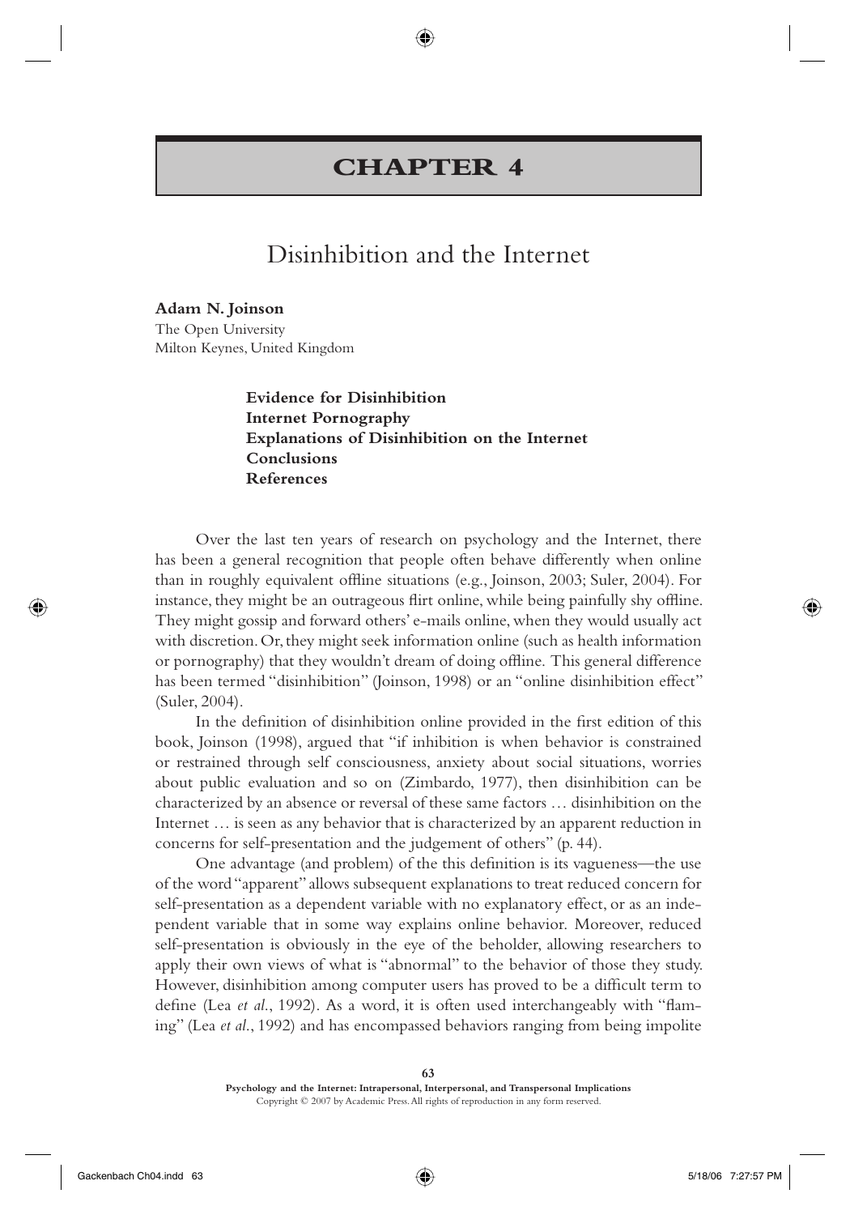# CHAPTER 4

## Disinhibition and the Internet

**Adam N. Joinson**
The Open University
Milton Keynes, United Kingdom

**Evidence for Disinhibition**
**Internet Pornography**
**Explanations of Disinhibition on the Internet**
**Conclusions**
**References**

Over the last ten years of research on psychology and the Internet, there has been a general recognition that people often behave differently when online than in roughly equivalent offline situations (e.g., Joinson, 2003; Suler, 2004). For instance, they might be an outrageous flirt online, while being painfully shy offline. They might gossip and forward others' e-mails online, when they would usually act with discretion. Or, they might seek information online (such as health information or pornography) that they wouldn't dream of doing offline. This general difference has been termed "disinhibition" (Joinson, 1998) or an "online disinhibition effect" (Suler, 2004).

In the definition of disinhibition online provided in the first edition of this book, Joinson (1998), argued that "if inhibition is when behavior is constrained or restrained through self consciousness, anxiety about social situations, worries about public evaluation and so on (Zimbardo, 1977), then disinhibition can be characterized by an absence or reversal of these same factors … disinhibition on the Internet … is seen as any behavior that is characterized by an apparent reduction in concerns for self-presentation and the judgement of others" (p. 44).

One advantage (and problem) of the this definition is its vagueness—the use of the word "apparent" allows subsequent explanations to treat reduced concern for self-presentation as a dependent variable with no explanatory effect, or as an independent variable that in some way explains online behavior. Moreover, reduced self-presentation is obviously in the eye of the beholder, allowing researchers to apply their own views of what is "abnormal" to the behavior of those they study. However, disinhibition among computer users has proved to be a difficult term to define (Lea *et al.*, 1992). As a word, it is often used interchangeably with "flaming" (Lea *et al.*, 1992) and has encompassed behaviors ranging from being impolite

**Psychology and the Internet: Intrapersonal, Interpersonal, and Transpersonal Implications**
Copyright © 2007 by Academic Press. All rights of reproduction in any form reserved.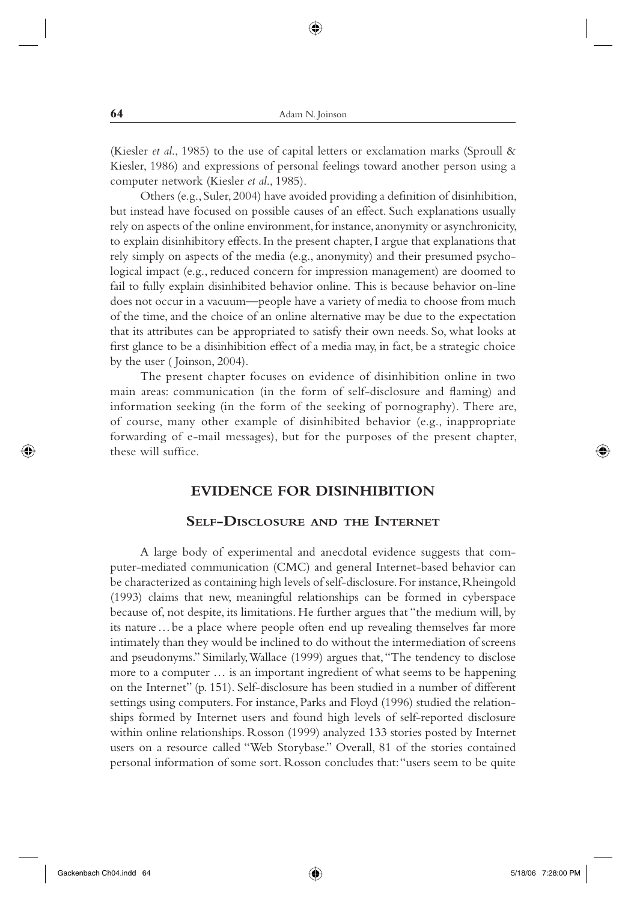(Kiesler *et al.*, 1985) to the use of capital letters or exclamation marks (Sproull & Kiesler, 1986) and expressions of personal feelings toward another person using a computer network (Kiesler *et al.*, 1985).

Others (e.g., Suler, 2004) have avoided providing a definition of disinhibition, but instead have focused on possible causes of an effect. Such explanations usually rely on aspects of the online environment, for instance, anonymity or asynchronicity, to explain disinhibitory effects. In the present chapter, I argue that explanations that rely simply on aspects of the media (e.g., anonymity) and their presumed psychological impact (e.g., reduced concern for impression management) are doomed to fail to fully explain disinhibited behavior online. This is because behavior on-line does not occur in a vacuum—people have a variety of media to choose from much of the time, and the choice of an online alternative may be due to the expectation that its attributes can be appropriated to satisfy their own needs. So, what looks at first glance to be a disinhibition effect of a media may, in fact, be a strategic choice by the user ( Joinson, 2004).

The present chapter focuses on evidence of disinhibition online in two main areas: communication (in the form of self-disclosure and flaming) and information seeking (in the form of the seeking of pornography). There are, of course, many other example of disinhibited behavior (e.g., inappropriate forwarding of e-mail messages), but for the purposes of the present chapter, these will suffice.

## EVIDENCE FOR DISINHIBITION

### SELF-DISCLOSURE AND THE INTERNET

A large body of experimental and anecdotal evidence suggests that computer-mediated communication (CMC) and general Internet-based behavior can be characterized as containing high levels of self-disclosure. For instance, Rheingold (1993) claims that new, meaningful relationships can be formed in cyberspace because of, not despite, its limitations. He further argues that "the medium will, by its nature ... be a place where people often end up revealing themselves far more intimately than they would be inclined to do without the intermediation of screens and pseudonyms." Similarly, Wallace (1999) argues that, "The tendency to disclose more to a computer … is an important ingredient of what seems to be happening on the Internet" (p. 151). Self-disclosure has been studied in a number of different settings using computers. For instance, Parks and Floyd (1996) studied the relationships formed by Internet users and found high levels of self-reported disclosure within online relationships. Rosson (1999) analyzed 133 stories posted by Internet users on a resource called "Web Storybase." Overall, 81 of the stories contained personal information of some sort. Rosson concludes that: "users seem to be quite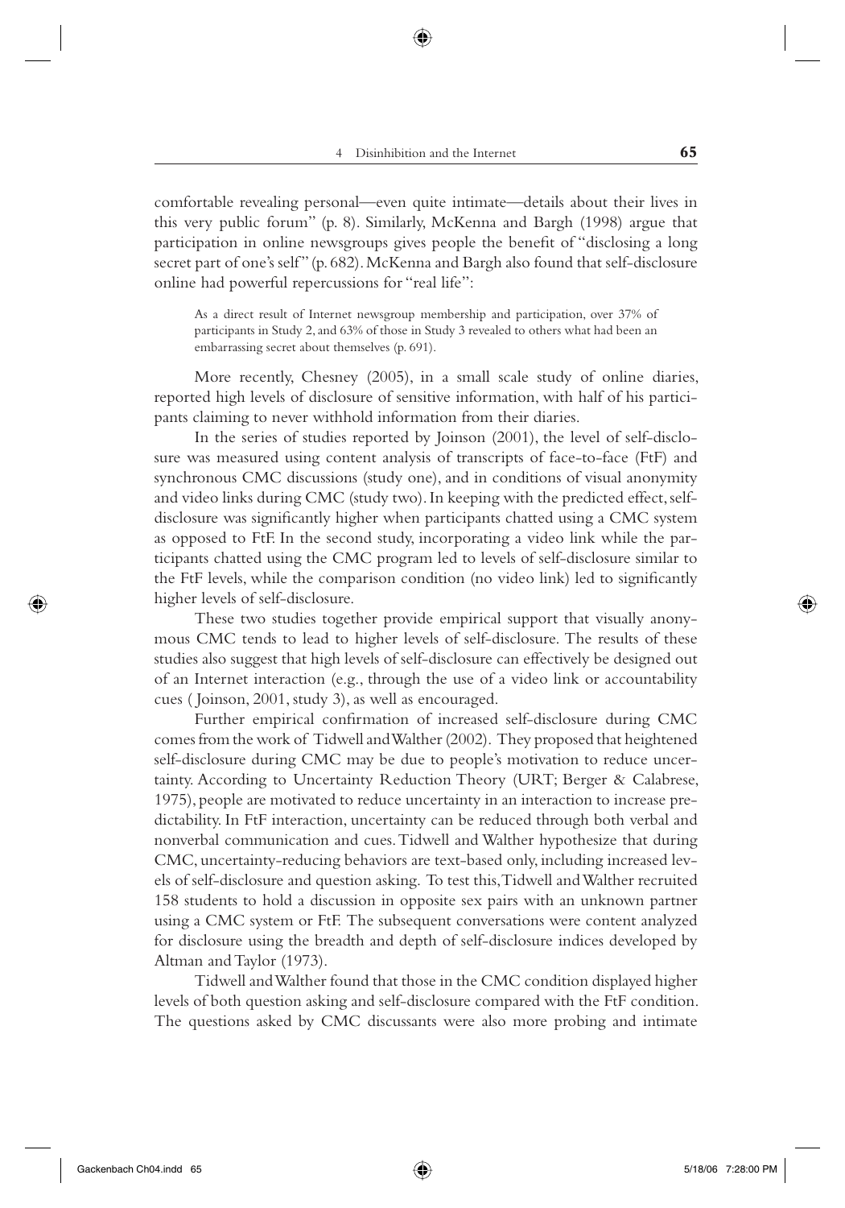comfortable revealing personal—even quite intimate—details about their lives in this very public forum" (p. 8). Similarly, McKenna and Bargh (1998) argue that participation in online newsgroups gives people the benefit of "disclosing a long secret part of one's self" (p. 682). McKenna and Bargh also found that self-disclosure online had powerful repercussions for "real life":

> As a direct result of Internet newsgroup membership and participation, over 37% of participants in Study 2, and 63% of those in Study 3 revealed to others what had been an embarrassing secret about themselves (p. 691).

More recently, Chesney (2005), in a small scale study of online diaries, reported high levels of disclosure of sensitive information, with half of his participants claiming to never withhold information from their diaries.

In the series of studies reported by Joinson (2001), the level of self-disclosure was measured using content analysis of transcripts of face-to-face (FtF) and synchronous CMC discussions (study one), and in conditions of visual anonymity and video links during CMC (study two). In keeping with the predicted effect, self-disclosure was significantly higher when participants chatted using a CMC system as opposed to FtF. In the second study, incorporating a video link while the participants chatted using the CMC program led to levels of self-disclosure similar to the FtF levels, while the comparison condition (no video link) led to significantly higher levels of self-disclosure.

These two studies together provide empirical support that visually anonymous CMC tends to lead to higher levels of self-disclosure. The results of these studies also suggest that high levels of self-disclosure can effectively be designed out of an Internet interaction (e.g., through the use of a video link or accountability cues ( Joinson, 2001, study 3), as well as encouraged.

Further empirical confirmation of increased self-disclosure during CMC comes from the work of Tidwell and Walther (2002). They proposed that heightened self-disclosure during CMC may be due to people's motivation to reduce uncertainty. According to Uncertainty Reduction Theory (URT; Berger & Calabrese, 1975), people are motivated to reduce uncertainty in an interaction to increase predictability. In FtF interaction, uncertainty can be reduced through both verbal and nonverbal communication and cues. Tidwell and Walther hypothesize that during CMC, uncertainty-reducing behaviors are text-based only, including increased levels of self-disclosure and question asking. To test this, Tidwell and Walther recruited 158 students to hold a discussion in opposite sex pairs with an unknown partner using a CMC system or FtF. The subsequent conversations were content analyzed for disclosure using the breadth and depth of self-disclosure indices developed by Altman and Taylor (1973).

Tidwell and Walther found that those in the CMC condition displayed higher levels of both question asking and self-disclosure compared with the FtF condition. The questions asked by CMC discussants were also more probing and intimate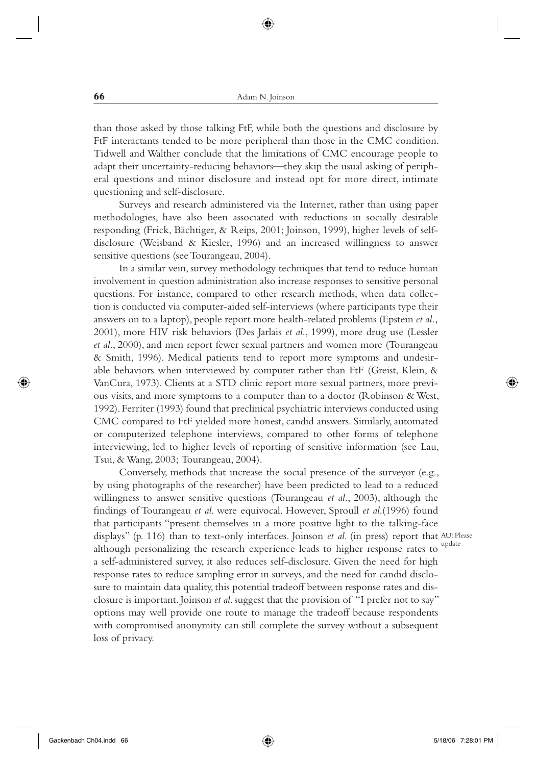than those asked by those talking FtF, while both the questions and disclosure by FtF interactants tended to be more peripheral than those in the CMC condition. Tidwell and Walther conclude that the limitations of CMC encourage people to adapt their uncertainty-reducing behaviors—they skip the usual asking of peripheral questions and minor disclosure and instead opt for more direct, intimate questioning and self-disclosure.

Surveys and research administered via the Internet, rather than using paper methodologies, have also been associated with reductions in socially desirable responding (Frick, Bächtiger, & Reips, 2001; Joinson, 1999), higher levels of self-disclosure (Weisband & Kiesler, 1996) and an increased willingness to answer sensitive questions (see Tourangeau, 2004).

In a similar vein, survey methodology techniques that tend to reduce human involvement in question administration also increase responses to sensitive personal questions. For instance, compared to other research methods, when data collection is conducted via computer-aided self-interviews (where participants type their answers on to a laptop), people report more health-related problems (Epstein *et al.,* 2001), more HIV risk behaviors (Des Jarlais *et al.*, 1999), more drug use (Lessler *et al.*, 2000), and men report fewer sexual partners and women more (Tourangeau & Smith, 1996). Medical patients tend to report more symptoms and undesirable behaviors when interviewed by computer rather than FtF (Greist, Klein, & VanCura, 1973). Clients at a STD clinic report more sexual partners, more previous visits, and more symptoms to a computer than to a doctor (Robinson & West, 1992). Ferriter (1993) found that preclinical psychiatric interviews conducted using CMC compared to FtF yielded more honest, candid answers. Similarly, automated or computerized telephone interviews, compared to other forms of telephone interviewing, led to higher levels of reporting of sensitive information (see Lau, Tsui, & Wang, 2003; Tourangeau, 2004).

Conversely, methods that increase the social presence of the surveyor (e.g., by using photographs of the researcher) have been predicted to lead to a reduced willingness to answer sensitive questions (Tourangeau *et al.*, 2003), although the findings of Tourangeau *et al.* were equivocal. However, Sproull *et al.*(1996) found that participants "present themselves in a more positive light to the talking-face displays" (p. 116) than to text-only interfaces. Joinson *et al.* (in press) report that although personalizing the research experience leads to higher response rates to a self-administered survey, it also reduces self-disclosure. Given the need for high response rates to reduce sampling error in surveys, and the need for candid disclosure to maintain data quality, this potential tradeoff between response rates and disclosure is important. Joinson *et al.* suggest that the provision of "I prefer not to say" options may well provide one route to manage the tradeoff because respondents with compromised anonymity can still complete the survey without a subsequent loss of privacy.

AU: Please update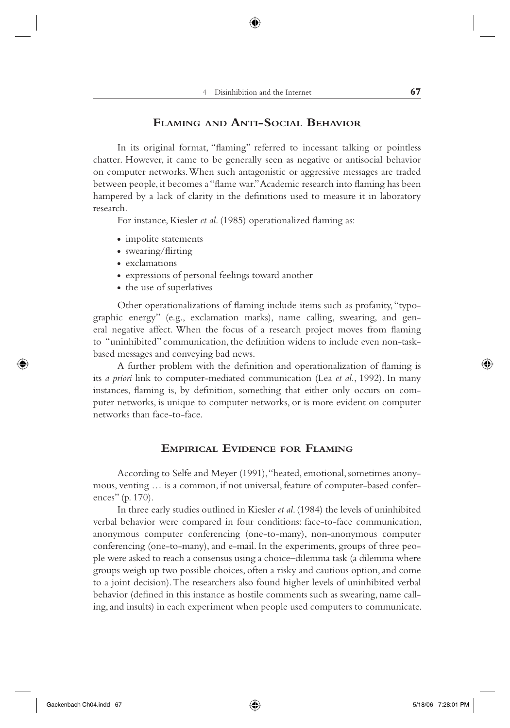## Flaming and Anti-Social Behavior

In its original format, "flaming" referred to incessant talking or pointless chatter. However, it came to be generally seen as negative or antisocial behavior on computer networks. When such antagonistic or aggressive messages are traded between people, it becomes a "flame war." Academic research into flaming has been hampered by a lack of clarity in the definitions used to measure it in laboratory research.

For instance, Kiesler *et al*. (1985) operationalized flaming as:

- impolite statements
- swearing/flirting
- exclamations
- expressions of personal feelings toward another
- the use of superlatives

Other operationalizations of flaming include items such as profanity, "typographic energy" (e.g., exclamation marks), name calling, swearing, and general negative affect. When the focus of a research project moves from flaming to "uninhibited" communication, the definition widens to include even non-task-based messages and conveying bad news.

A further problem with the definition and operationalization of flaming is its *a priori* link to computer-mediated communication (Lea *et al*., 1992). In many instances, flaming is, by definition, something that either only occurs on computer networks, is unique to computer networks, or is more evident on computer networks than face-to-face.

## Empirical Evidence for Flaming

According to Selfe and Meyer (1991), "heated, emotional, sometimes anonymous, venting … is a common, if not universal, feature of computer-based conferences" (p. 170).

In three early studies outlined in Kiesler *et al*. (1984) the levels of uninhibited verbal behavior were compared in four conditions: face-to-face communication, anonymous computer conferencing (one-to-many), non-anonymous computer conferencing (one-to-many), and e-mail. In the experiments, groups of three people were asked to reach a consensus using a choice–dilemma task (a dilemma where groups weigh up two possible choices, often a risky and cautious option, and come to a joint decision). The researchers also found higher levels of uninhibited verbal behavior (defined in this instance as hostile comments such as swearing, name calling, and insults) in each experiment when people used computers to communicate.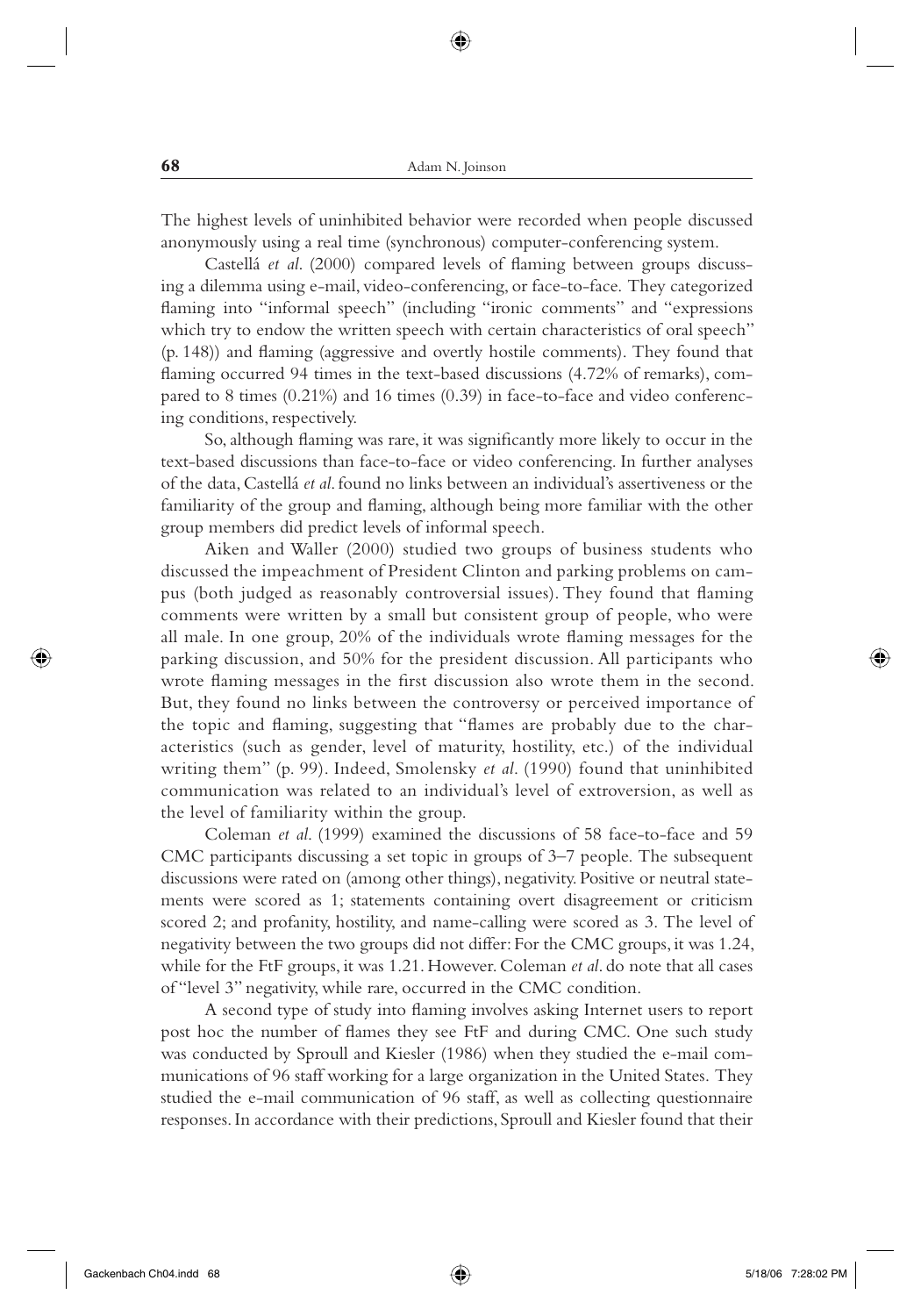The highest levels of uninhibited behavior were recorded when people discussed anonymously using a real time (synchronous) computer-conferencing system.

Castellá *et al*. (2000) compared levels of flaming between groups discussing a dilemma using e-mail, video-conferencing, or face-to-face. They categorized flaming into "informal speech" (including "ironic comments" and "expressions which try to endow the written speech with certain characteristics of oral speech" (p. 148)) and flaming (aggressive and overtly hostile comments). They found that flaming occurred 94 times in the text-based discussions (4.72% of remarks), compared to 8 times (0.21%) and 16 times (0.39) in face-to-face and video conferencing conditions, respectively.

So, although flaming was rare, it was significantly more likely to occur in the text-based discussions than face-to-face or video conferencing. In further analyses of the data, Castellá *et al*. found no links between an individual's assertiveness or the familiarity of the group and flaming, although being more familiar with the other group members did predict levels of informal speech.

Aiken and Waller (2000) studied two groups of business students who discussed the impeachment of President Clinton and parking problems on campus (both judged as reasonably controversial issues). They found that flaming comments were written by a small but consistent group of people, who were all male. In one group, 20% of the individuals wrote flaming messages for the parking discussion, and 50% for the president discussion. All participants who wrote flaming messages in the first discussion also wrote them in the second. But, they found no links between the controversy or perceived importance of the topic and flaming, suggesting that "flames are probably due to the characteristics (such as gender, level of maturity, hostility, etc.) of the individual writing them" (p. 99). Indeed, Smolensky *et al*. (1990) found that uninhibited communication was related to an individual's level of extroversion, as well as the level of familiarity within the group.

Coleman *et al*. (1999) examined the discussions of 58 face-to-face and 59 CMC participants discussing a set topic in groups of 3–7 people. The subsequent discussions were rated on (among other things), negativity. Positive or neutral statements were scored as 1; statements containing overt disagreement or criticism scored 2; and profanity, hostility, and name-calling were scored as 3. The level of negativity between the two groups did not differ: For the CMC groups, it was 1.24, while for the FtF groups, it was 1.21. However, Coleman *et al*. do note that all cases of "level 3" negativity, while rare, occurred in the CMC condition.

A second type of study into flaming involves asking Internet users to report post hoc the number of flames they see FtF and during CMC. One such study was conducted by Sproull and Kiesler (1986) when they studied the e-mail communications of 96 staff working for a large organization in the United States. They studied the e-mail communication of 96 staff, as well as collecting questionnaire responses. In accordance with their predictions, Sproull and Kiesler found that their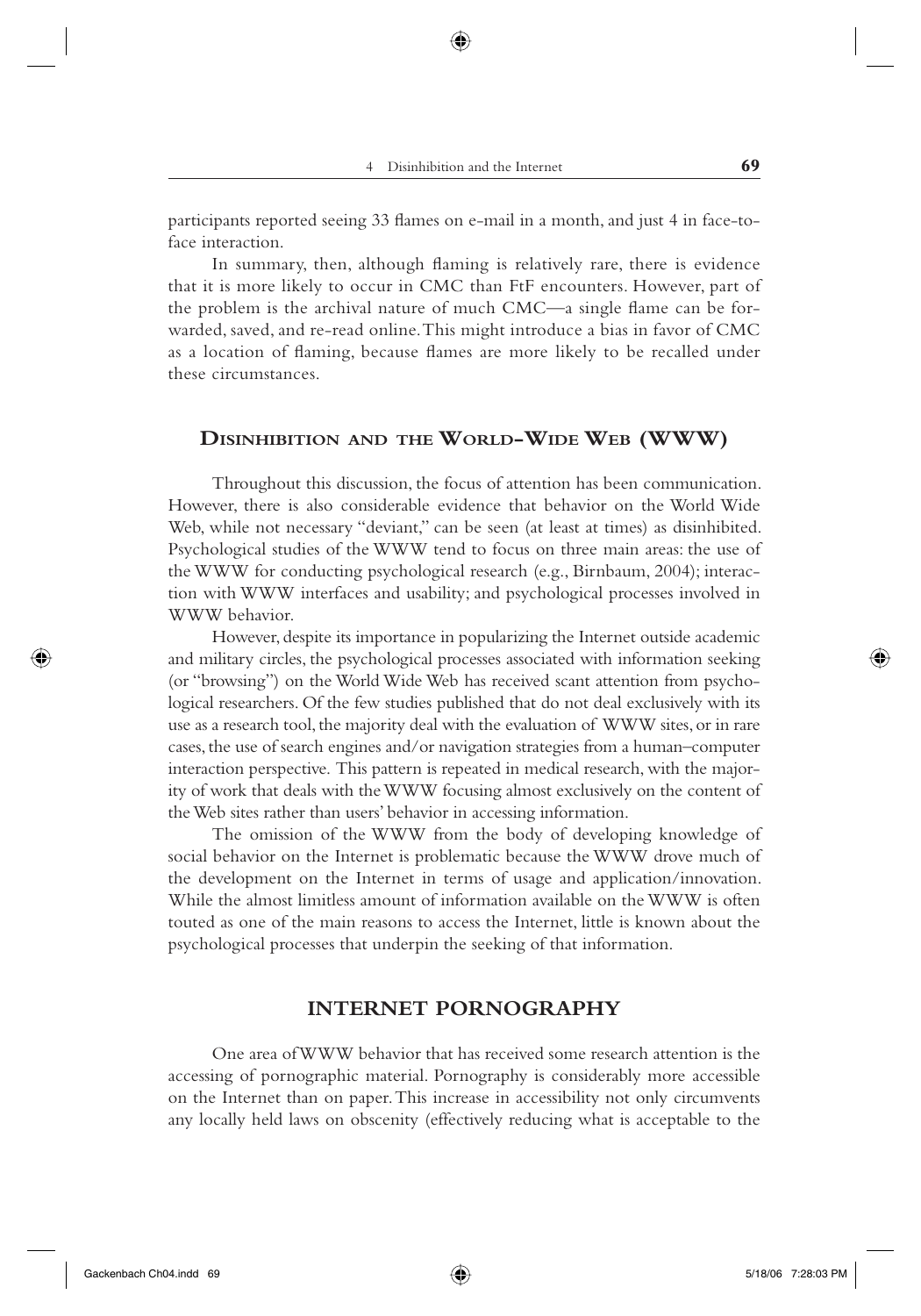participants reported seeing 33 flames on e-mail in a month, and just 4 in face-to-face interaction.

In summary, then, although flaming is relatively rare, there is evidence that it is more likely to occur in CMC than FtF encounters. However, part of the problem is the archival nature of much CMC—a single flame can be forwarded, saved, and re-read online. This might introduce a bias in favor of CMC as a location of flaming, because flames are more likely to be recalled under these circumstances.

## Disinhibition and the World-Wide Web (WWW)

Throughout this discussion, the focus of attention has been communication. However, there is also considerable evidence that behavior on the World Wide Web, while not necessary "deviant," can be seen (at least at times) as disinhibited. Psychological studies of the WWW tend to focus on three main areas: the use of the WWW for conducting psychological research (e.g., Birnbaum, 2004); interaction with WWW interfaces and usability; and psychological processes involved in WWW behavior.

However, despite its importance in popularizing the Internet outside academic and military circles, the psychological processes associated with information seeking (or "browsing") on the World Wide Web has received scant attention from psychological researchers. Of the few studies published that do not deal exclusively with its use as a research tool, the majority deal with the evaluation of WWW sites, or in rare cases, the use of search engines and/or navigation strategies from a human–computer interaction perspective. This pattern is repeated in medical research, with the majority of work that deals with the WWW focusing almost exclusively on the content of the Web sites rather than users' behavior in accessing information.

The omission of the WWW from the body of developing knowledge of social behavior on the Internet is problematic because the WWW drove much of the development on the Internet in terms of usage and application/innovation. While the almost limitless amount of information available on the WWW is often touted as one of the main reasons to access the Internet, little is known about the psychological processes that underpin the seeking of that information.

## INTERNET PORNOGRAPHY

One area of WWW behavior that has received some research attention is the accessing of pornographic material. Pornography is considerably more accessible on the Internet than on paper. This increase in accessibility not only circumvents any locally held laws on obscenity (effectively reducing what is acceptable to the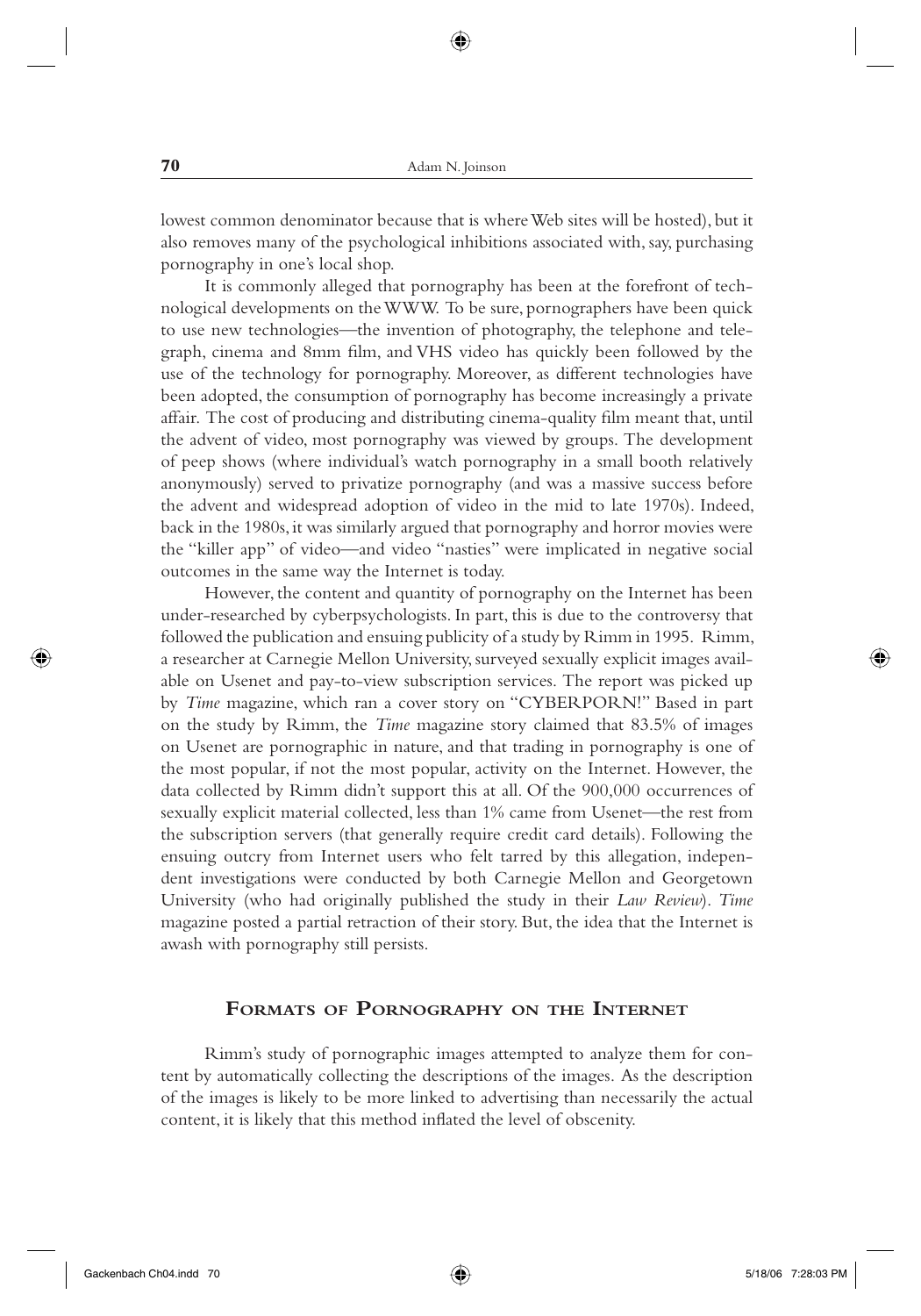lowest common denominator because that is where Web sites will be hosted), but it also removes many of the psychological inhibitions associated with, say, purchasing pornography in one's local shop.

It is commonly alleged that pornography has been at the forefront of technological developments on the WWW. To be sure, pornographers have been quick to use new technologies—the invention of photography, the telephone and telegraph, cinema and 8mm film, and VHS video has quickly been followed by the use of the technology for pornography. Moreover, as different technologies have been adopted, the consumption of pornography has become increasingly a private affair. The cost of producing and distributing cinema-quality film meant that, until the advent of video, most pornography was viewed by groups. The development of peep shows (where individual's watch pornography in a small booth relatively anonymously) served to privatize pornography (and was a massive success before the advent and widespread adoption of video in the mid to late 1970s). Indeed, back in the 1980s, it was similarly argued that pornography and horror movies were the "killer app" of video—and video "nasties" were implicated in negative social outcomes in the same way the Internet is today.

However, the content and quantity of pornography on the Internet has been under-researched by cyberpsychologists. In part, this is due to the controversy that followed the publication and ensuing publicity of a study by Rimm in 1995. Rimm, a researcher at Carnegie Mellon University, surveyed sexually explicit images available on Usenet and pay-to-view subscription services. The report was picked up by *Time* magazine, which ran a cover story on "CYBERPORN!" Based in part on the study by Rimm, the *Time* magazine story claimed that 83.5% of images on Usenet are pornographic in nature, and that trading in pornography is one of the most popular, if not the most popular, activity on the Internet. However, the data collected by Rimm didn't support this at all. Of the 900,000 occurrences of sexually explicit material collected, less than 1% came from Usenet—the rest from the subscription servers (that generally require credit card details). Following the ensuing outcry from Internet users who felt tarred by this allegation, independent investigations were conducted by both Carnegie Mellon and Georgetown University (who had originally published the study in their *Law Review*). *Time* magazine posted a partial retraction of their story. But, the idea that the Internet is awash with pornography still persists.

## FORMATS OF PORNOGRAPHY ON THE INTERNET

Rimm's study of pornographic images attempted to analyze them for content by automatically collecting the descriptions of the images. As the description of the images is likely to be more linked to advertising than necessarily the actual content, it is likely that this method inflated the level of obscenity.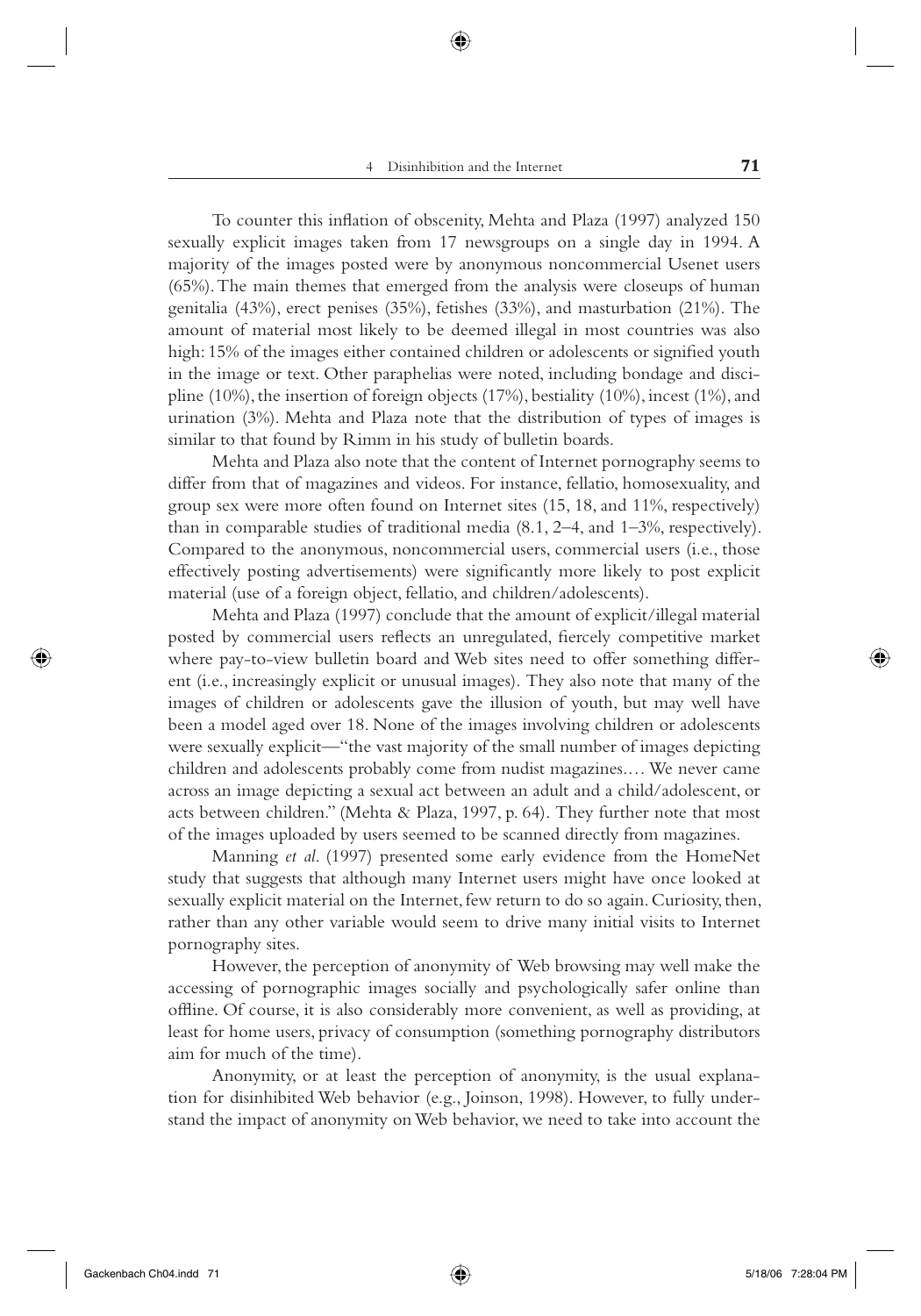To counter this inflation of obscenity, Mehta and Plaza (1997) analyzed 150 sexually explicit images taken from 17 newsgroups on a single day in 1994. A majority of the images posted were by anonymous noncommercial Usenet users (65%). The main themes that emerged from the analysis were closeups of human genitalia (43%), erect penises (35%), fetishes (33%), and masturbation (21%). The amount of material most likely to be deemed illegal in most countries was also high: 15% of the images either contained children or adolescents or signified youth in the image or text. Other paraphelias were noted, including bondage and discipline (10%), the insertion of foreign objects (17%), bestiality (10%), incest (1%), and urination (3%). Mehta and Plaza note that the distribution of types of images is similar to that found by Rimm in his study of bulletin boards.

Mehta and Plaza also note that the content of Internet pornography seems to differ from that of magazines and videos. For instance, fellatio, homosexuality, and group sex were more often found on Internet sites (15, 18, and 11%, respectively) than in comparable studies of traditional media (8.1, 2–4, and 1–3%, respectively). Compared to the anonymous, noncommercial users, commercial users (i.e., those effectively posting advertisements) were significantly more likely to post explicit material (use of a foreign object, fellatio, and children/adolescents).

Mehta and Plaza (1997) conclude that the amount of explicit/illegal material posted by commercial users reflects an unregulated, fiercely competitive market where pay-to-view bulletin board and Web sites need to offer something different (i.e., increasingly explicit or unusual images). They also note that many of the images of children or adolescents gave the illusion of youth, but may well have been a model aged over 18. None of the images involving children or adolescents were sexually explicit—"the vast majority of the small number of images depicting children and adolescents probably come from nudist magazines.... We never came across an image depicting a sexual act between an adult and a child/adolescent, or acts between children." (Mehta & Plaza, 1997, p. 64). They further note that most of the images uploaded by users seemed to be scanned directly from magazines.

Manning *et al.* (1997) presented some early evidence from the HomeNet study that suggests that although many Internet users might have once looked at sexually explicit material on the Internet, few return to do so again. Curiosity, then, rather than any other variable would seem to drive many initial visits to Internet pornography sites.

However, the perception of anonymity of Web browsing may well make the accessing of pornographic images socially and psychologically safer online than offline. Of course, it is also considerably more convenient, as well as providing, at least for home users, privacy of consumption (something pornography distributors aim for much of the time).

Anonymity, or at least the perception of anonymity, is the usual explanation for disinhibited Web behavior (e.g., Joinson, 1998). However, to fully understand the impact of anonymity on Web behavior, we need to take into account the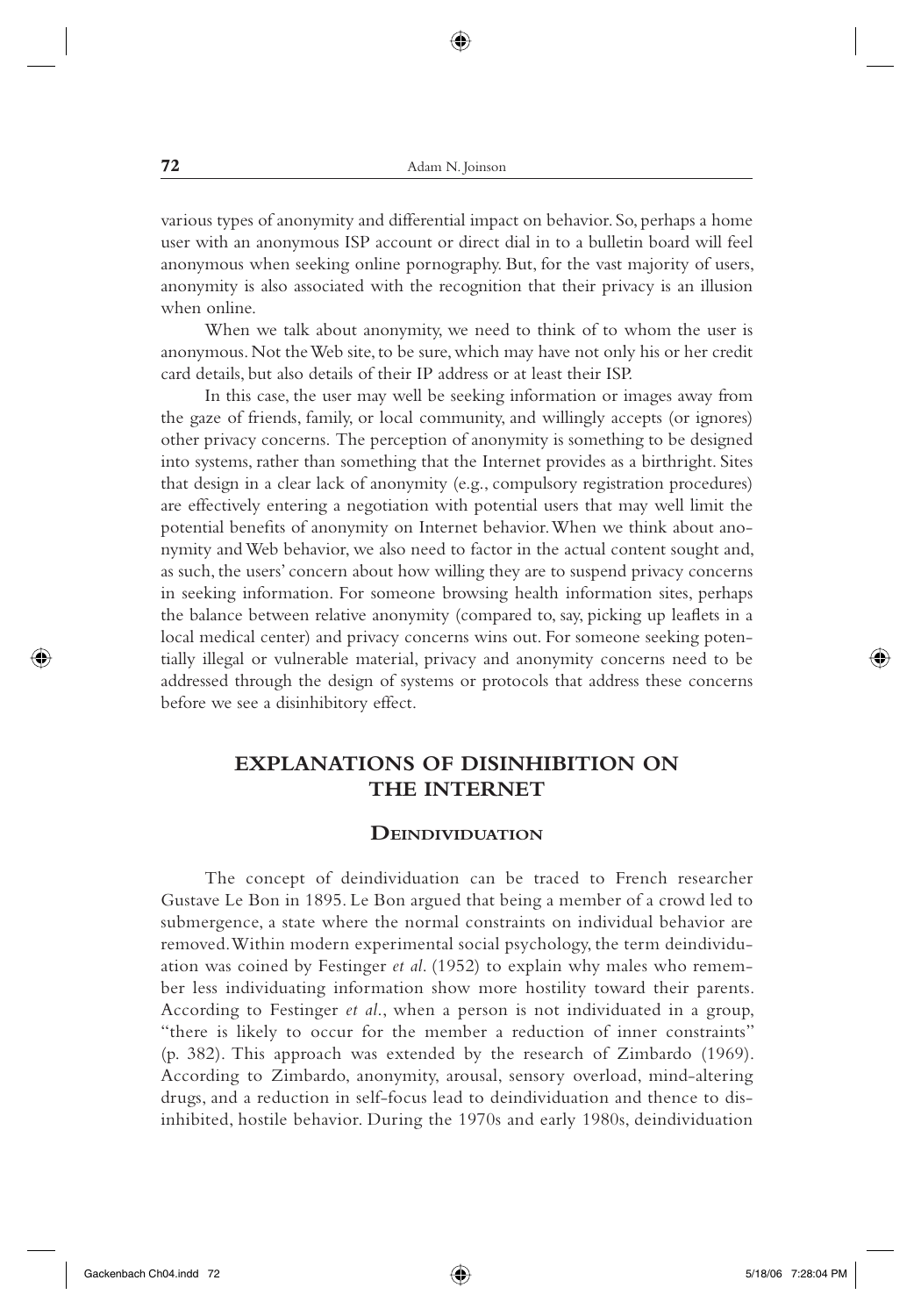various types of anonymity and differential impact on behavior. So, perhaps a home user with an anonymous ISP account or direct dial in to a bulletin board will feel anonymous when seeking online pornography. But, for the vast majority of users, anonymity is also associated with the recognition that their privacy is an illusion when online.

When we talk about anonymity, we need to think of to whom the user is anonymous. Not the Web site, to be sure, which may have not only his or her credit card details, but also details of their IP address or at least their ISP.

In this case, the user may well be seeking information or images away from the gaze of friends, family, or local community, and willingly accepts (or ignores) other privacy concerns. The perception of anonymity is something to be designed into systems, rather than something that the Internet provides as a birthright. Sites that design in a clear lack of anonymity (e.g., compulsory registration procedures) are effectively entering a negotiation with potential users that may well limit the potential benefits of anonymity on Internet behavior. When we think about anonymity and Web behavior, we also need to factor in the actual content sought and, as such, the users' concern about how willing they are to suspend privacy concerns in seeking information. For someone browsing health information sites, perhaps the balance between relative anonymity (compared to, say, picking up leaflets in a local medical center) and privacy concerns wins out. For someone seeking potentially illegal or vulnerable material, privacy and anonymity concerns need to be addressed through the design of systems or protocols that address these concerns before we see a disinhibitory effect.

## EXPLANATIONS OF DISINHIBITION ON THE INTERNET

### Deindividuation

The concept of deindividuation can be traced to French researcher Gustave Le Bon in 1895. Le Bon argued that being a member of a crowd led to submergence, a state where the normal constraints on individual behavior are removed. Within modern experimental social psychology, the term deindividuation was coined by Festinger *et al*. (1952) to explain why males who remember less individuating information show more hostility toward their parents. According to Festinger *et al*., when a person is not individuated in a group, "there is likely to occur for the member a reduction of inner constraints" (p. 382). This approach was extended by the research of Zimbardo (1969). According to Zimbardo, anonymity, arousal, sensory overload, mind-altering drugs, and a reduction in self-focus lead to deindividuation and thence to disinhibited, hostile behavior. During the 1970s and early 1980s, deindividuation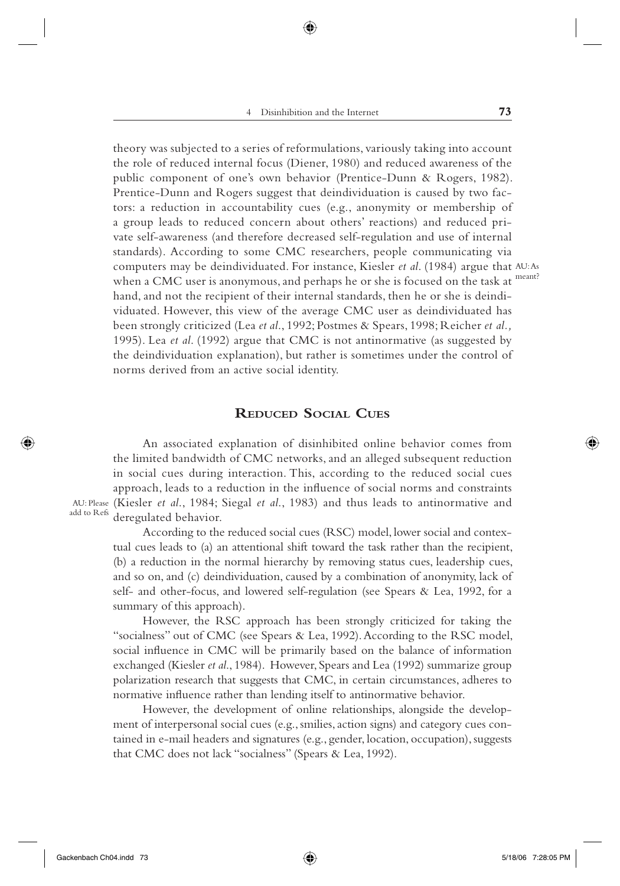theory was subjected to a series of reformulations, variously taking into account the role of reduced internal focus (Diener, 1980) and reduced awareness of the public component of one's own behavior (Prentice-Dunn & Rogers, 1982). Prentice-Dunn and Rogers suggest that deindividuation is caused by two factors: a reduction in accountability cues (e.g., anonymity or membership of a group leads to reduced concern about others' reactions) and reduced private self-awareness (and therefore decreased self-regulation and use of internal standards). According to some CMC researchers, people communicating via computers may be deindividuated. For instance, Kiesler *et al.* (1984) argue that when a CMC user is anonymous, and perhaps he or she is focused on the task at hand, and not the recipient of their internal standards, then he or she is deindividuated. However, this view of the average CMC user as deindividuated has been strongly criticized (Lea *et al.*, 1992; Postmes & Spears, 1998; Reicher *et al.,* 1995). Lea *et al.* (1992) argue that CMC is not antinormative (as suggested by the deindividuation explanation), but rather is sometimes under the control of norms derived from an active social identity.

## Reduced Social Cues

An associated explanation of disinhibited online behavior comes from the limited bandwidth of CMC networks, and an alleged subsequent reduction in social cues during interaction. This, according to the reduced social cues approach, leads to a reduction in the influence of social norms and constraints (Kiesler *et al.*, 1984; Siegal *et al.*, 1983) and thus leads to antinormative and deregulated behavior.

According to the reduced social cues (RSC) model, lower social and contextual cues leads to (a) an attentional shift toward the task rather than the recipient, (b) a reduction in the normal hierarchy by removing status cues, leadership cues, and so on, and (c) deindividuation, caused by a combination of anonymity, lack of self- and other-focus, and lowered self-regulation (see Spears & Lea, 1992, for a summary of this approach).

However, the RSC approach has been strongly criticized for taking the "socialness" out of CMC (see Spears & Lea, 1992). According to the RSC model, social influence in CMC will be primarily based on the balance of information exchanged (Kiesler *et al.*, 1984). However, Spears and Lea (1992) summarize group polarization research that suggests that CMC, in certain circumstances, adheres to normative influence rather than lending itself to antinormative behavior.

However, the development of online relationships, alongside the development of interpersonal social cues (e.g., smilies, action signs) and category cues contained in e-mail headers and signatures (e.g., gender, location, occupation), suggests that CMC does not lack "socialness" (Spears & Lea, 1992).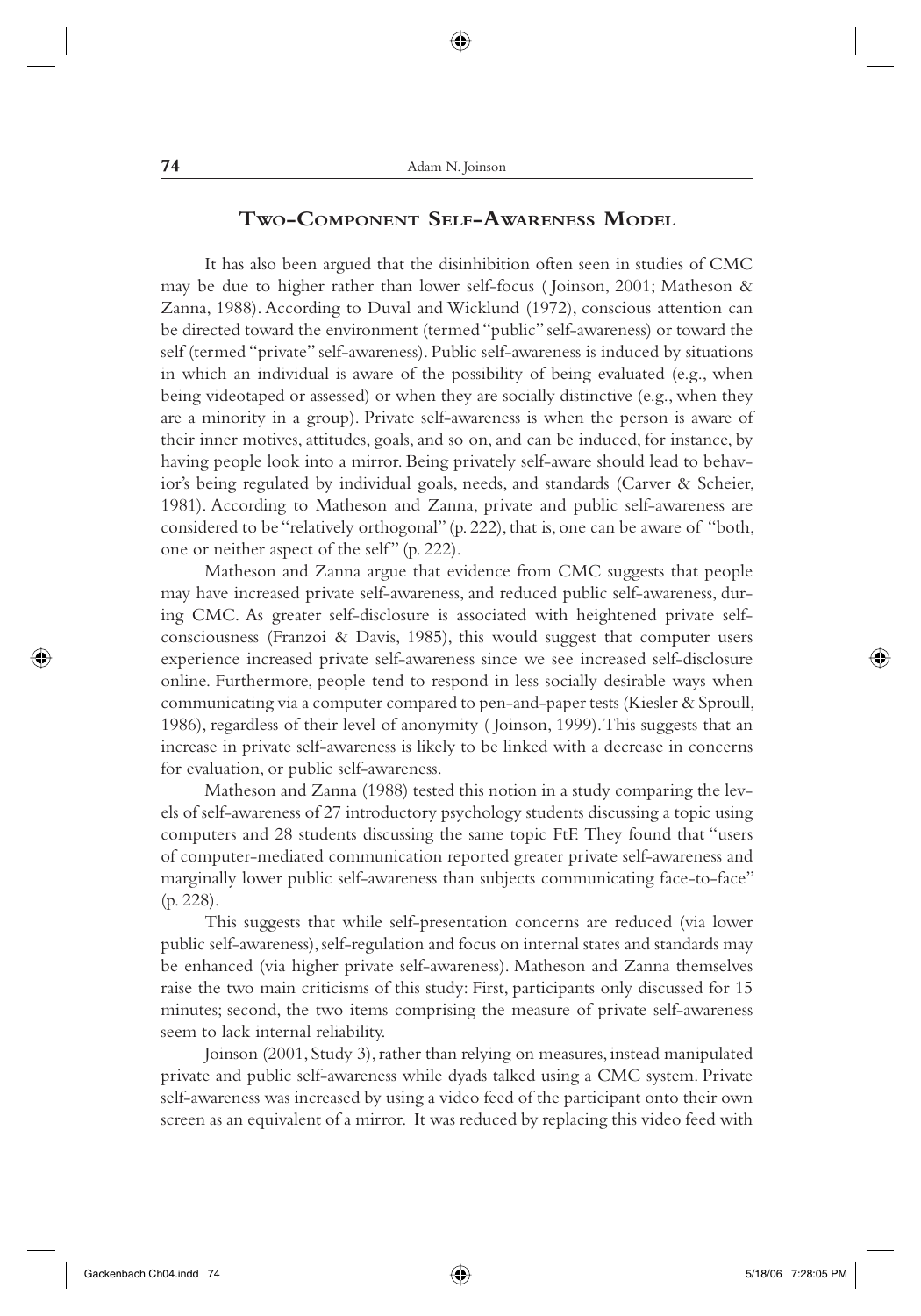## Two-Component Self-Awareness Model

It has also been argued that the disinhibition often seen in studies of CMC may be due to higher rather than lower self-focus (Joinson, 2001; Matheson & Zanna, 1988). According to Duval and Wicklund (1972), conscious attention can be directed toward the environment (termed "public" self-awareness) or toward the self (termed "private" self-awareness). Public self-awareness is induced by situations in which an individual is aware of the possibility of being evaluated (e.g., when being videotaped or assessed) or when they are socially distinctive (e.g., when they are a minority in a group). Private self-awareness is when the person is aware of their inner motives, attitudes, goals, and so on, and can be induced, for instance, by having people look into a mirror. Being privately self-aware should lead to behavior's being regulated by individual goals, needs, and standards (Carver & Scheier, 1981). According to Matheson and Zanna, private and public self-awareness are considered to be "relatively orthogonal" (p. 222), that is, one can be aware of "both, one or neither aspect of the self" (p. 222).

Matheson and Zanna argue that evidence from CMC suggests that people may have increased private self-awareness, and reduced public self-awareness, during CMC. As greater self-disclosure is associated with heightened private self-consciousness (Franzoi & Davis, 1985), this would suggest that computer users experience increased private self-awareness since we see increased self-disclosure online. Furthermore, people tend to respond in less socially desirable ways when communicating via a computer compared to pen-and-paper tests (Kiesler & Sproull, 1986), regardless of their level of anonymity (Joinson, 1999). This suggests that an increase in private self-awareness is likely to be linked with a decrease in concerns for evaluation, or public self-awareness.

Matheson and Zanna (1988) tested this notion in a study comparing the levels of self-awareness of 27 introductory psychology students discussing a topic using computers and 28 students discussing the same topic FtF. They found that "users of computer-mediated communication reported greater private self-awareness and marginally lower public self-awareness than subjects communicating face-to-face" (p. 228).

This suggests that while self-presentation concerns are reduced (via lower public self-awareness), self-regulation and focus on internal states and standards may be enhanced (via higher private self-awareness). Matheson and Zanna themselves raise the two main criticisms of this study: First, participants only discussed for 15 minutes; second, the two items comprising the measure of private self-awareness seem to lack internal reliability.

Joinson (2001, Study 3), rather than relying on measures, instead manipulated private and public self-awareness while dyads talked using a CMC system. Private self-awareness was increased by using a video feed of the participant onto their own screen as an equivalent of a mirror. It was reduced by replacing this video feed with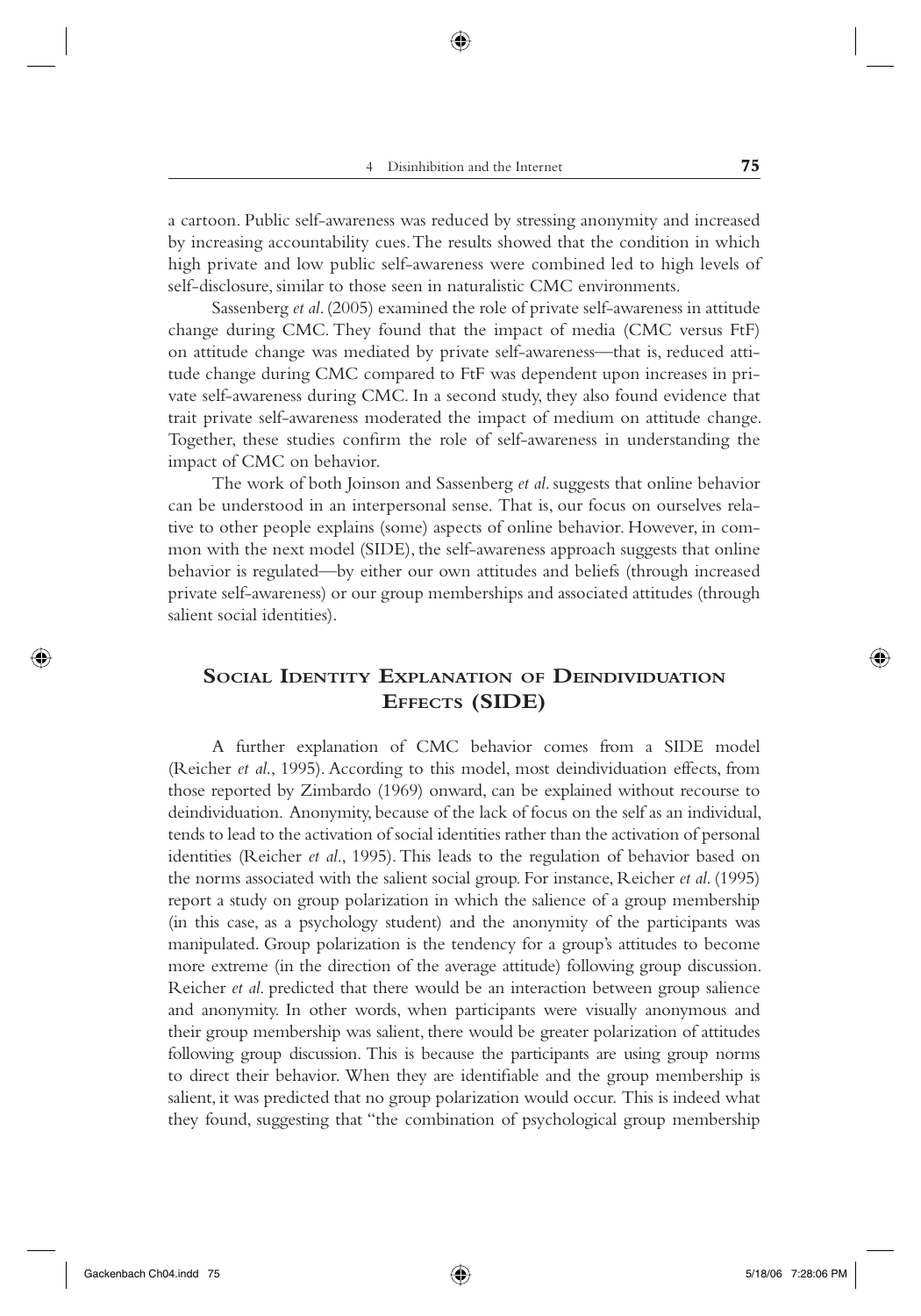a cartoon. Public self-awareness was reduced by stressing anonymity and increased by increasing accountability cues. The results showed that the condition in which high private and low public self-awareness were combined led to high levels of self-disclosure, similar to those seen in naturalistic CMC environments.

Sassenberg *et al*. (2005) examined the role of private self-awareness in attitude change during CMC. They found that the impact of media (CMC versus FtF) on attitude change was mediated by private self-awareness—that is, reduced attitude change during CMC compared to FtF was dependent upon increases in private self-awareness during CMC. In a second study, they also found evidence that trait private self-awareness moderated the impact of medium on attitude change. Together, these studies confirm the role of self-awareness in understanding the impact of CMC on behavior.

The work of both Joinson and Sassenberg *et al*. suggests that online behavior can be understood in an interpersonal sense. That is, our focus on ourselves relative to other people explains (some) aspects of online behavior. However, in common with the next model (SIDE), the self-awareness approach suggests that online behavior is regulated—by either our own attitudes and beliefs (through increased private self-awareness) or our group memberships and associated attitudes (through salient social identities).

## Social Identity Explanation of Deindividuation Effects (SIDE)

A further explanation of CMC behavior comes from a SIDE model (Reicher *et al*., 1995). According to this model, most deindividuation effects, from those reported by Zimbardo (1969) onward, can be explained without recourse to deindividuation. Anonymity, because of the lack of focus on the self as an individual, tends to lead to the activation of social identities rather than the activation of personal identities (Reicher *et al*., 1995). This leads to the regulation of behavior based on the norms associated with the salient social group. For instance, Reicher *et al*. (1995) report a study on group polarization in which the salience of a group membership (in this case, as a psychology student) and the anonymity of the participants was manipulated. Group polarization is the tendency for a group's attitudes to become more extreme (in the direction of the average attitude) following group discussion. Reicher *et al*. predicted that there would be an interaction between group salience and anonymity. In other words, when participants were visually anonymous and their group membership was salient, there would be greater polarization of attitudes following group discussion. This is because the participants are using group norms to direct their behavior. When they are identifiable and the group membership is salient, it was predicted that no group polarization would occur. This is indeed what they found, suggesting that "the combination of psychological group membership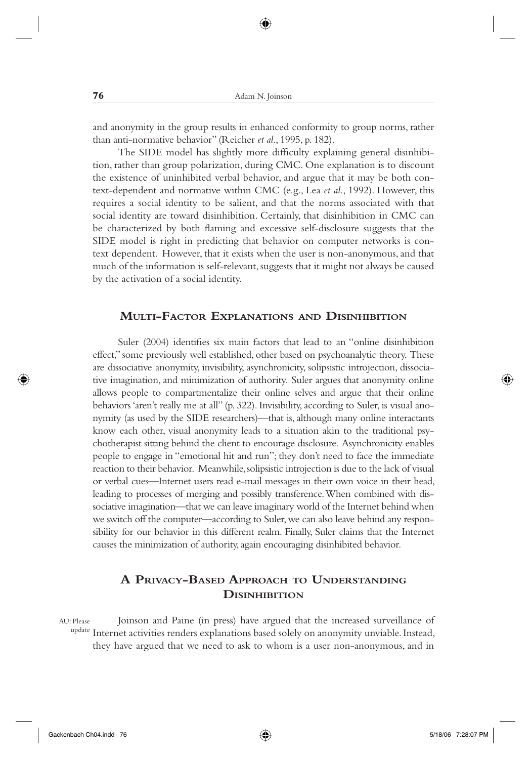and anonymity in the group results in enhanced conformity to group norms, rather than anti-normative behavior" (Reicher *et al.*, 1995, p. 182).

The SIDE model has slightly more difficulty explaining general disinhibition, rather than group polarization, during CMC. One explanation is to discount the existence of uninhibited verbal behavior, and argue that it may be both context-dependent and normative within CMC (e.g., Lea *et al.*, 1992). However, this requires a social identity to be salient, and that the norms associated with that social identity are toward disinhibition. Certainly, that disinhibition in CMC can be characterized by both flaming and excessive self-disclosure suggests that the SIDE model is right in predicting that behavior on computer networks is context dependent. However, that it exists when the user is non-anonymous, and that much of the information is self-relevant, suggests that it might not always be caused by the activation of a social identity.

## Multi-Factor Explanations and Disinhibition

Suler (2004) identifies six main factors that lead to an "online disinhibition effect," some previously well established, other based on psychoanalytic theory. These are dissociative anonymity, invisibility, asynchronicity, solipsistic introjection, dissociative imagination, and minimization of authority. Suler argues that anonymity online allows people to compartmentalize their online selves and argue that their online behaviors 'aren't really me at all" (p. 322). Invisibility, according to Suler, is visual anonymity (as used by the SIDE researchers)—that is, although many online interactants know each other, visual anonymity leads to a situation akin to the traditional psychotherapist sitting behind the client to encourage disclosure. Asynchronicity enables people to engage in "emotional hit and run"; they don't need to face the immediate reaction to their behavior. Meanwhile, solipsistic introjection is due to the lack of visual or verbal cues—Internet users read e-mail messages in their own voice in their head, leading to processes of merging and possibly transference. When combined with dissociative imagination—that we can leave imaginary world of the Internet behind when we switch off the computer—according to Suler, we can also leave behind any responsibility for our behavior in this different realm. Finally, Suler claims that the Internet causes the minimization of authority, again encouraging disinhibited behavior.

## A Privacy-Based Approach to Understanding Disinhibition

AU: Please update

Joinson and Paine (in press) have argued that the increased surveillance of Internet activities renders explanations based solely on anonymity unviable. Instead, they have argued that we need to ask to whom is a user non-anonymous, and in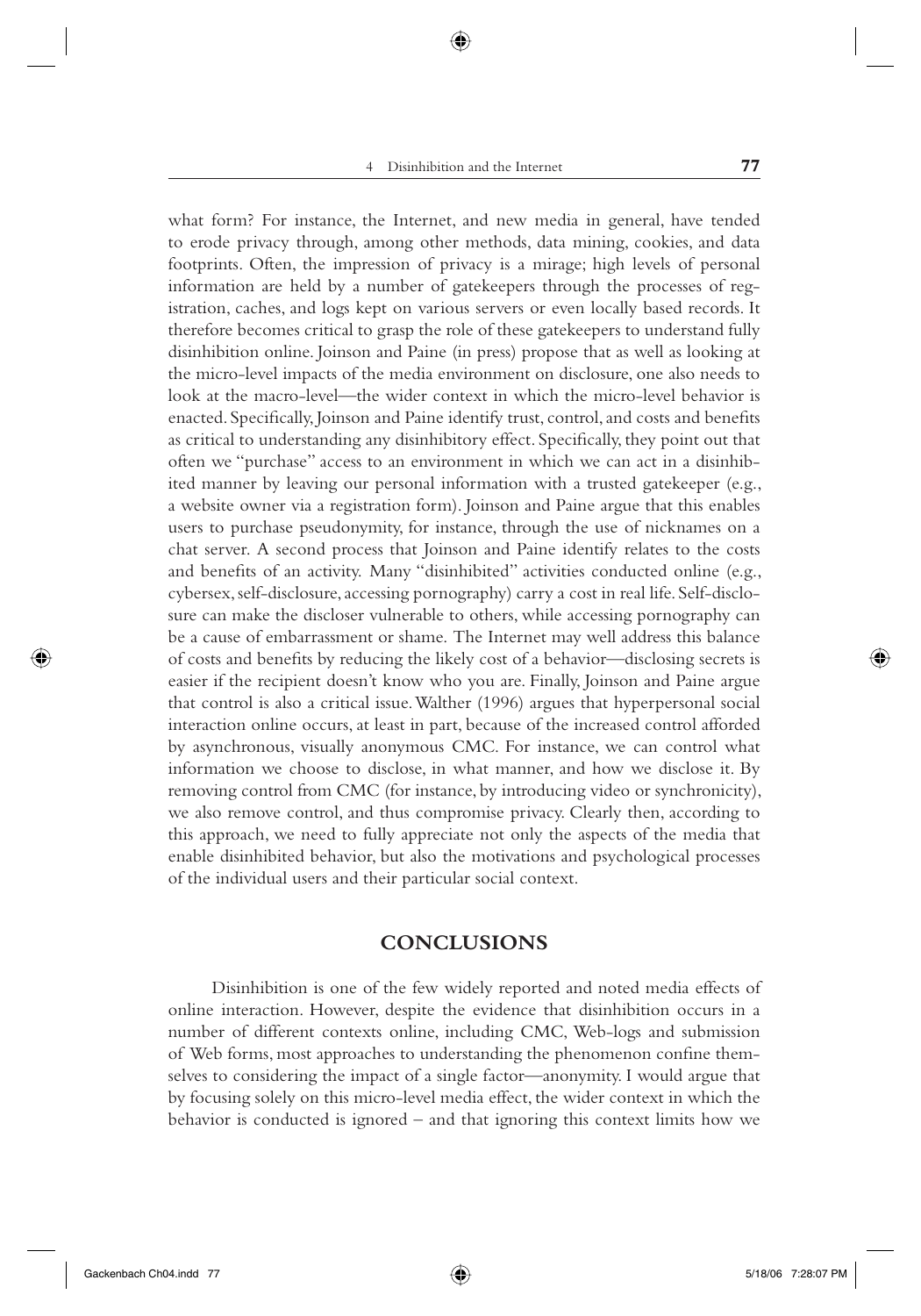what form? For instance, the Internet, and new media in general, have tended to erode privacy through, among other methods, data mining, cookies, and data footprints. Often, the impression of privacy is a mirage; high levels of personal information are held by a number of gatekeepers through the processes of registration, caches, and logs kept on various servers or even locally based records. It therefore becomes critical to grasp the role of these gatekeepers to understand fully disinhibition online. Joinson and Paine (in press) propose that as well as looking at the micro-level impacts of the media environment on disclosure, one also needs to look at the macro-level—the wider context in which the micro-level behavior is enacted. Specifically, Joinson and Paine identify trust, control, and costs and benefits as critical to understanding any disinhibitory effect. Specifically, they point out that often we "purchase" access to an environment in which we can act in a disinhibited manner by leaving our personal information with a trusted gatekeeper (e.g., a website owner via a registration form). Joinson and Paine argue that this enables users to purchase pseudonymity, for instance, through the use of nicknames on a chat server. A second process that Joinson and Paine identify relates to the costs and benefits of an activity. Many "disinhibited" activities conducted online (e.g., cybersex, self-disclosure, accessing pornography) carry a cost in real life. Self-disclosure can make the discloser vulnerable to others, while accessing pornography can be a cause of embarrassment or shame. The Internet may well address this balance of costs and benefits by reducing the likely cost of a behavior—disclosing secrets is easier if the recipient doesn't know who you are. Finally, Joinson and Paine argue that control is also a critical issue. Walther (1996) argues that hyperpersonal social interaction online occurs, at least in part, because of the increased control afforded by asynchronous, visually anonymous CMC. For instance, we can control what information we choose to disclose, in what manner, and how we disclose it. By removing control from CMC (for instance, by introducing video or synchronicity), we also remove control, and thus compromise privacy. Clearly then, according to this approach, we need to fully appreciate not only the aspects of the media that enable disinhibited behavior, but also the motivations and psychological processes of the individual users and their particular social context.

## CONCLUSIONS

Disinhibition is one of the few widely reported and noted media effects of online interaction. However, despite the evidence that disinhibition occurs in a number of different contexts online, including CMC, Web-logs and submission of Web forms, most approaches to understanding the phenomenon confine themselves to considering the impact of a single factor—anonymity. I would argue that by focusing solely on this micro-level media effect, the wider context in which the behavior is conducted is ignored – and that ignoring this context limits how we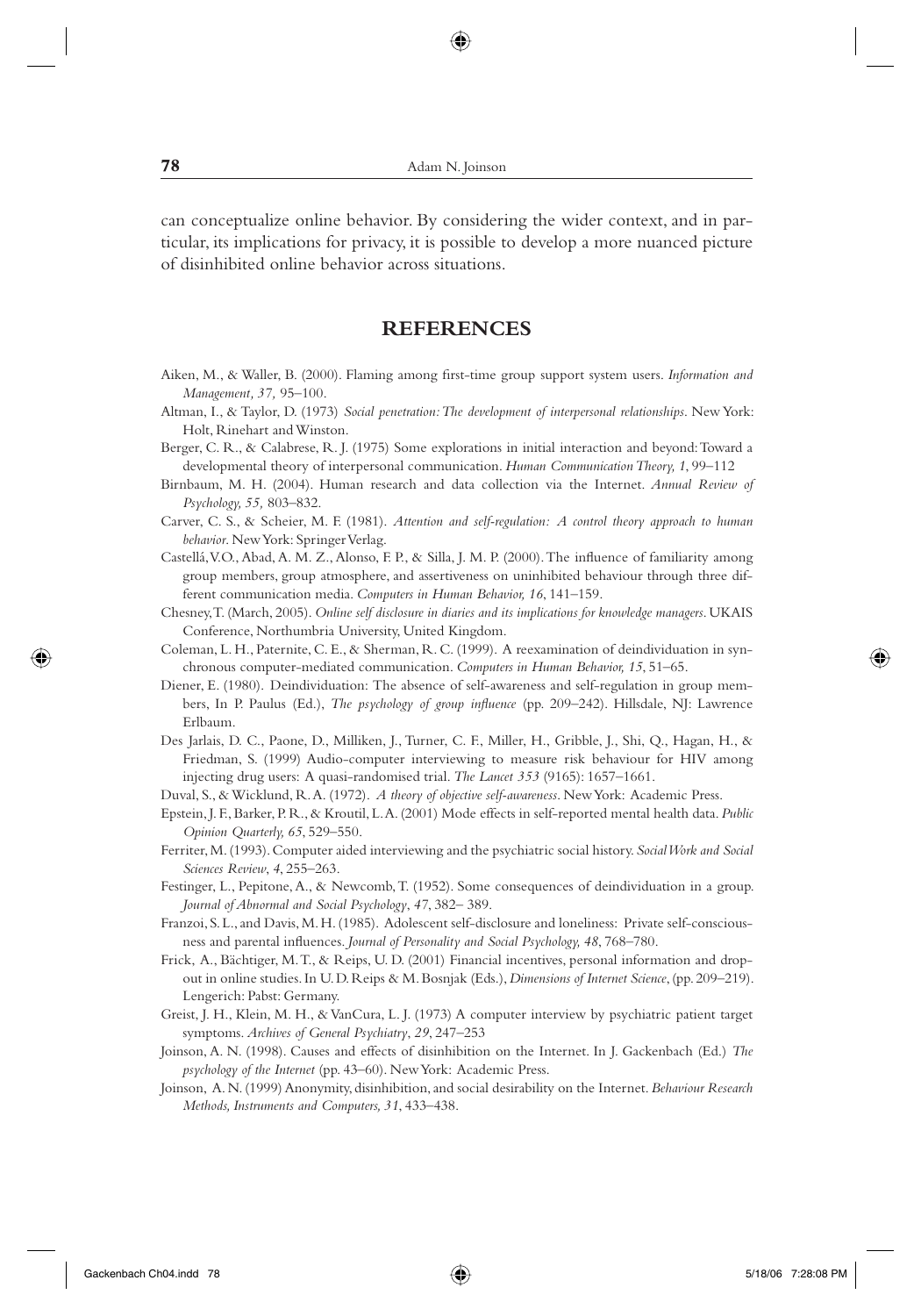can conceptualize online behavior. By considering the wider context, and in particular, its implications for privacy, it is possible to develop a more nuanced picture of disinhibited online behavior across situations.

## REFERENCES

Aiken, M., & Waller, B. (2000). Flaming among first-time group support system users. *Information and Management, 37,* 95–100.

Altman, I., & Taylor, D. (1973) *Social penetration: The development of interpersonal relationships*. New York: Holt, Rinehart and Winston.

Berger, C. R., & Calabrese, R. J. (1975) Some explorations in initial interaction and beyond: Toward a developmental theory of interpersonal communication. *Human Communication Theory, 1*, 99–112

Birnbaum, M. H. (2004). Human research and data collection via the Internet. *Annual Review of Psychology, 55,* 803–832.

Carver, C. S., & Scheier, M. F. (1981). *Attention and self-regulation: A control theory approach to human behavior*. New York: Springer Verlag.

Castellá, V.O., Abad, A. M. Z., Alonso, F. P., & Silla, J. M. P. (2000). The influence of familiarity among group members, group atmosphere, and assertiveness on uninhibited behaviour through three different communication media. *Computers in Human Behavior, 16*, 141–159.

Chesney, T. (March, 2005). *Online self disclosure in diaries and its implications for knowledge managers*. UKAIS Conference, Northumbria University, United Kingdom.

Coleman, L. H., Paternite, C. E., & Sherman, R. C. (1999). A reexamination of deindividuation in synchronous computer-mediated communication. *Computers in Human Behavior, 15*, 51–65.

Diener, E. (1980). Deindividuation: The absence of self-awareness and self-regulation in group members, In P. Paulus (Ed.), *The psychology of group influence* (pp. 209–242). Hillsdale, NJ: Lawrence Erlbaum.

Des Jarlais, D. C., Paone, D., Milliken, J., Turner, C. F., Miller, H., Gribble, J., Shi, Q., Hagan, H., & Friedman, S. (1999) Audio-computer interviewing to measure risk behaviour for HIV among injecting drug users: A quasi-randomised trial. *The Lancet 353* (9165): 1657–1661.

Duval, S., & Wicklund, R. A. (1972). *A theory of objective self-awareness*. New York: Academic Press.

Epstein, J. F., Barker, P. R., & Kroutil, L. A. (2001) Mode effects in self-reported mental health data. *Public Opinion Quarterly, 65*, 529–550.

Ferriter, M. (1993). Computer aided interviewing and the psychiatric social history. *Social Work and Social Sciences Review*, *4*, 255–263.

Festinger, L., Pepitone, A., & Newcomb, T. (1952). Some consequences of deindividuation in a group. *Journal of Abnormal and Social Psychology*, *47*, 382– 389.

Franzoi, S. L., and Davis, M. H. (1985). Adolescent self-disclosure and loneliness: Private self-consciousness and parental influences. *Journal of Personality and Social Psychology, 48*, 768–780.

Frick, A., Bächtiger, M. T., & Reips, U. D. (2001) Financial incentives, personal information and dropout in online studies. In U. D. Reips & M. Bosnjak (Eds.), *Dimensions of Internet Science*, (pp. 209–219). Lengerich: Pabst: Germany.

Greist, J. H., Klein, M. H., & VanCura, L. J. (1973) A computer interview by psychiatric patient target symptoms. *Archives of General Psychiatry*, *29*, 247–253

Joinson, A. N. (1998). Causes and effects of disinhibition on the Internet. In J. Gackenbach (Ed.) *The psychology of the Internet* (pp. 43–60). New York: Academic Press.

Joinson, A. N. (1999) Anonymity, disinhibition, and social desirability on the Internet. *Behaviour Research Methods, Instruments and Computers, 31*, 433–438.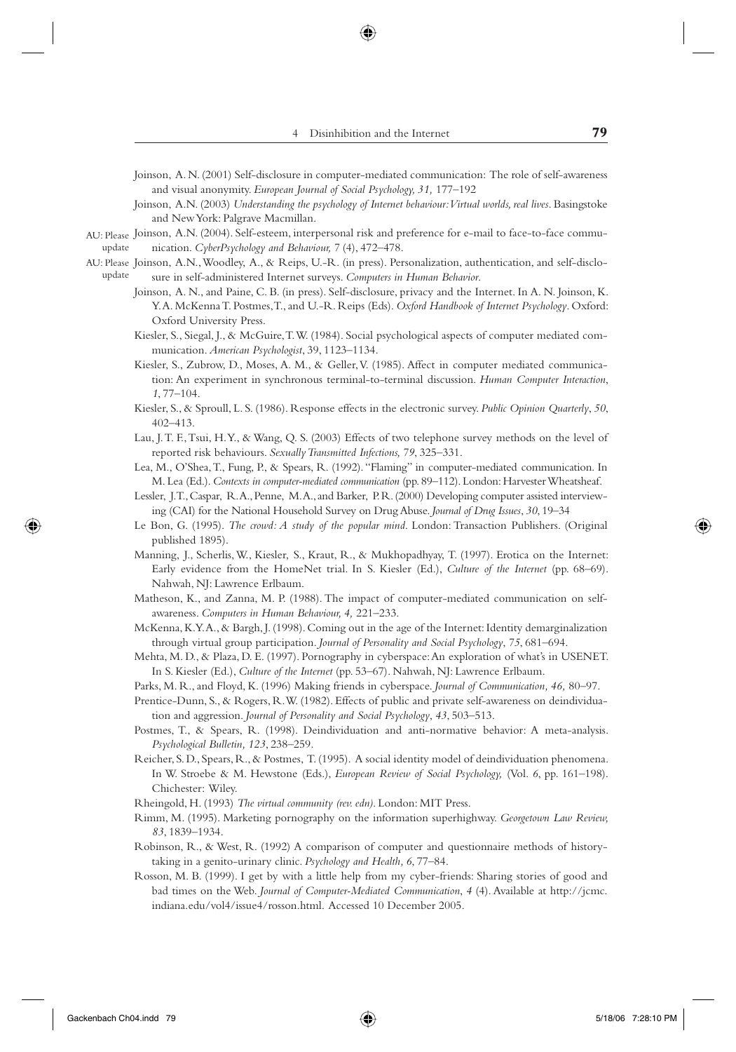Joinson, A. N. (2001) Self-disclosure in computer-mediated communication: The role of self-awareness and visual anonymity. *European Journal of Social Psychology, 31,* 177–192

Joinson, A.N. (2003) *Understanding the psychology of Internet behaviour: Virtual worlds, real lives*. Basingstoke and New York: Palgrave Macmillan.

AU: Please update Joinson, A.N. (2004). Self-esteem, interpersonal risk and preference for e-mail to face-to-face communication. *CyberPsychology and Behaviour,* 7 (4), 472–478.

AU: Please update Joinson, A.N., Woodley, A., & Reips, U.-R. (in press). Personalization, authentication, and self-disclosure in self-administered Internet surveys. *Computers in Human Behavior*.

Joinson, A. N., and Paine, C. B. (in press). Self-disclosure, privacy and the Internet. In A. N. Joinson, K. Y. A. McKenna T. Postmes, T., and U.-R. Reips (Eds). *Oxford Handbook of Internet Psychology*. Oxford: Oxford University Press.

Kiesler, S., Siegal, J., & McGuire, T. W. (1984). Social psychological aspects of computer mediated communication. *American Psychologist*, 39, 1123–1134.

Kiesler, S., Zubrow, D., Moses, A. M., & Geller, V. (1985). Affect in computer mediated communication: An experiment in synchronous terminal-to-terminal discussion. *Human Computer Interaction*, *1*, 77–104.

Kiesler, S., & Sproull, L. S. (1986). Response effects in the electronic survey. *Public Opinion Quarterly*, *50*, 402–413.

Lau, J. T. F., Tsui, H. Y., & Wang, Q. S. (2003) Effects of two telephone survey methods on the level of reported risk behaviours. *Sexually Transmitted Infections, 79*, 325–331.

Lea, M., O'Shea, T., Fung, P., & Spears, R. (1992). "Flaming" in computer-mediated communication. In M. Lea (Ed.). *Contexts in computer-mediated communication* (pp. 89–112). London: Harvester Wheatsheaf.

Lessler, J.T., Caspar, R.A., Penne, M.A., and Barker, P.R. (2000) Developing computer assisted interviewing (CAI) for the National Household Survey on Drug Abuse. *Journal of Drug Issues*, *30*, 19–34

Le Bon, G. (1995). *The crowd: A study of the popular mind*. London: Transaction Publishers. (Original published 1895).

Manning, J., Scherlis, W., Kiesler, S., Kraut, R., & Mukhopadhyay, T. (1997). Erotica on the Internet: Early evidence from the HomeNet trial. In S. Kiesler (Ed.), *Culture of the Internet* (pp. 68–69). Nahwah, NJ: Lawrence Erlbaum.

Matheson, K., and Zanna, M. P. (1988). The impact of computer-mediated communication on self-awareness. *Computers in Human Behaviour, 4,* 221–233.

McKenna, K.Y.A., & Bargh, J. (1998). Coming out in the age of the Internet: Identity demarginalization through virtual group participation. *Journal of Personality and Social Psychology*, *75*, 681–694.

Mehta, M. D., & Plaza, D. E. (1997). Pornography in cyberspace: An exploration of what's in USENET. In S. Kiesler (Ed.), *Culture of the Internet* (pp. 53–67). Nahwah, NJ: Lawrence Erlbaum.

Parks, M. R., and Floyd, K. (1996) Making friends in cyberspace. *Journal of Communication, 46,* 80–97.

Prentice-Dunn, S., & Rogers, R. W. (1982). Effects of public and private self-awareness on deindividuation and aggression. *Journal of Personality and Social Psychology*, *43*, 503–513.

Postmes, T., & Spears, R. (1998). Deindividuation and anti-normative behavior: A meta-analysis. *Psychological Bulletin, 123*, 238–259.

Reicher, S. D., Spears, R., & Postmes, T. (1995). A social identity model of deindividuation phenomena. In W. Stroebe & M. Hewstone (Eds.), *European Review of Social Psychology,* (Vol. *6*, pp. 161–198). Chichester: Wiley.

Rheingold, H. (1993) *The virtual community (rev. edn)*. London: MIT Press.

Rimm, M. (1995). Marketing pornography on the information superhighway. *Georgetown Law Review, 83*, 1839–1934.

Robinson, R., & West, R. (1992) A comparison of computer and questionnaire methods of history-taking in a genito-urinary clinic. *Psychology and Health, 6*, 77–84.

Rosson, M. B. (1999). I get by with a little help from my cyber-friends: Sharing stories of good and bad times on the Web. *Journal of Computer-Mediated Communication*, *4* (4). Available at http://jcmc.indiana.edu/vol4/issue4/rosson.html. Accessed 10 December 2005.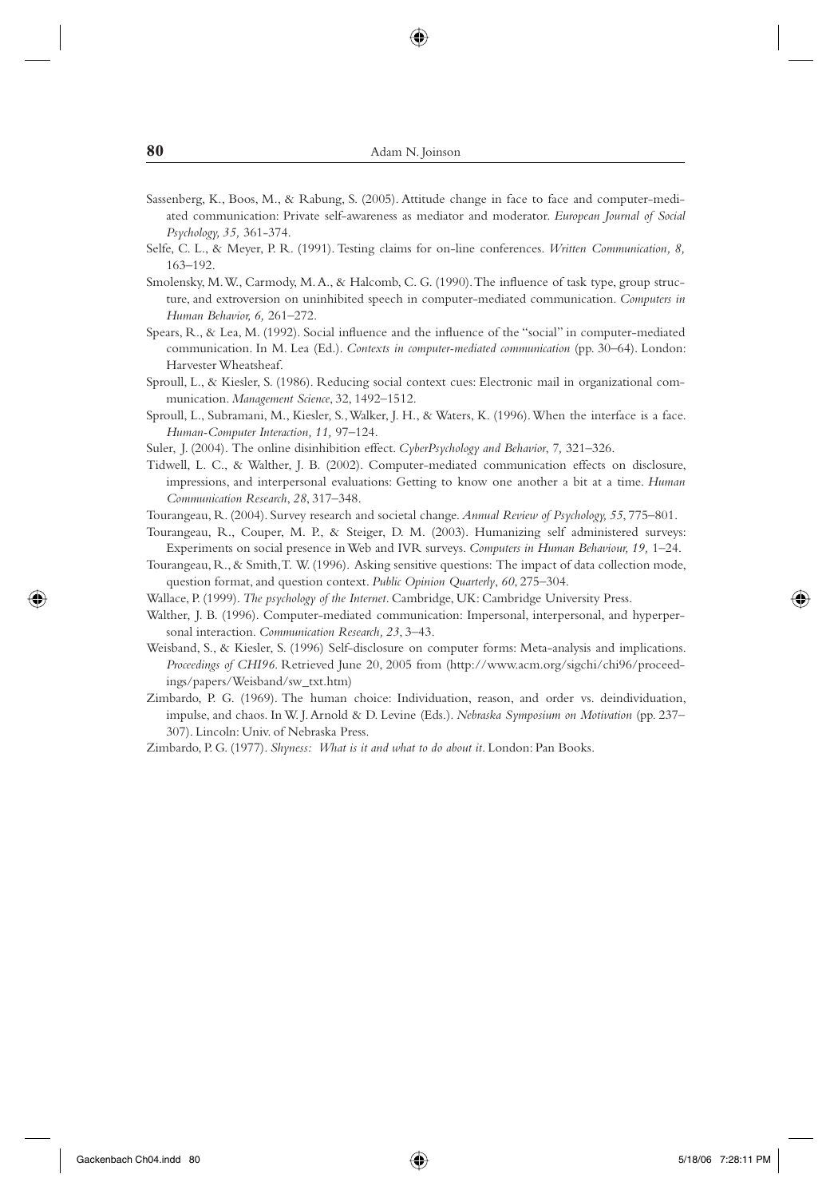Sassenberg, K., Boos, M., & Rabung, S. (2005). Attitude change in face to face and computer-mediated communication: Private self-awareness as mediator and moderator. *European Journal of Social Psychology, 35,* 361-374.

Selfe, C. L., & Meyer, P. R. (1991). Testing claims for on-line conferences. *Written Communication, 8,* 163–192.

Smolensky, M. W., Carmody, M. A., & Halcomb, C. G. (1990). The influence of task type, group structure, and extroversion on uninhibited speech in computer-mediated communication. *Computers in Human Behavior, 6,* 261–272.

Spears, R., & Lea, M. (1992). Social influence and the influence of the "social" in computer-mediated communication. In M. Lea (Ed.). *Contexts in computer-mediated communication* (pp. 30–64). London: Harvester Wheatsheaf.

Sproull, L., & Kiesler, S. (1986). Reducing social context cues: Electronic mail in organizational communication. *Management Science*, 32, 1492–1512.

Sproull, L., Subramani, M., Kiesler, S., Walker, J. H., & Waters, K. (1996). When the interface is a face. *Human-Computer Interaction, 11,* 97–124.

Suler, J. (2004). The online disinhibition effect. *CyberPsychology and Behavior*, *7,* 321–326.

Tidwell, L. C., & Walther, J. B. (2002). Computer-mediated communication effects on disclosure, impressions, and interpersonal evaluations: Getting to know one another a bit at a time. *Human Communication Research*, *28*, 317–348.

Tourangeau, R. (2004). Survey research and societal change. *Annual Review of Psychology, 55*, 775–801.

Tourangeau, R., Couper, M. P., & Steiger, D. M. (2003). Humanizing self administered surveys: Experiments on social presence in Web and IVR surveys. *Computers in Human Behaviour, 19,* 1–24.

Tourangeau, R., & Smith, T. W. (1996). Asking sensitive questions: The impact of data collection mode, question format, and question context. *Public Opinion Quarterly*, *60*, 275–304.

Wallace, P. (1999). *The psychology of the Internet*. Cambridge, UK: Cambridge University Press.

Walther, J. B. (1996). Computer-mediated communication: Impersonal, interpersonal, and hyperpersonal interaction. *Communication Research, 23*, 3–43.

Weisband, S., & Kiesler, S. (1996) Self-disclosure on computer forms: Meta-analysis and implications. *Proceedings of CHI96*. Retrieved June 20, 2005 from (http://www.acm.org/sigchi/chi96/proceedings/papers/Weisband/sw_txt.htm)

Zimbardo, P. G. (1969). The human choice: Individuation, reason, and order vs. deindividuation, impulse, and chaos. In W. J. Arnold & D. Levine (Eds.). *Nebraska Symposium on Motivation* (pp. 237–307). Lincoln: Univ. of Nebraska Press.

Zimbardo, P. G. (1977). *Shyness: What is it and what to do about it*. London: Pan Books.